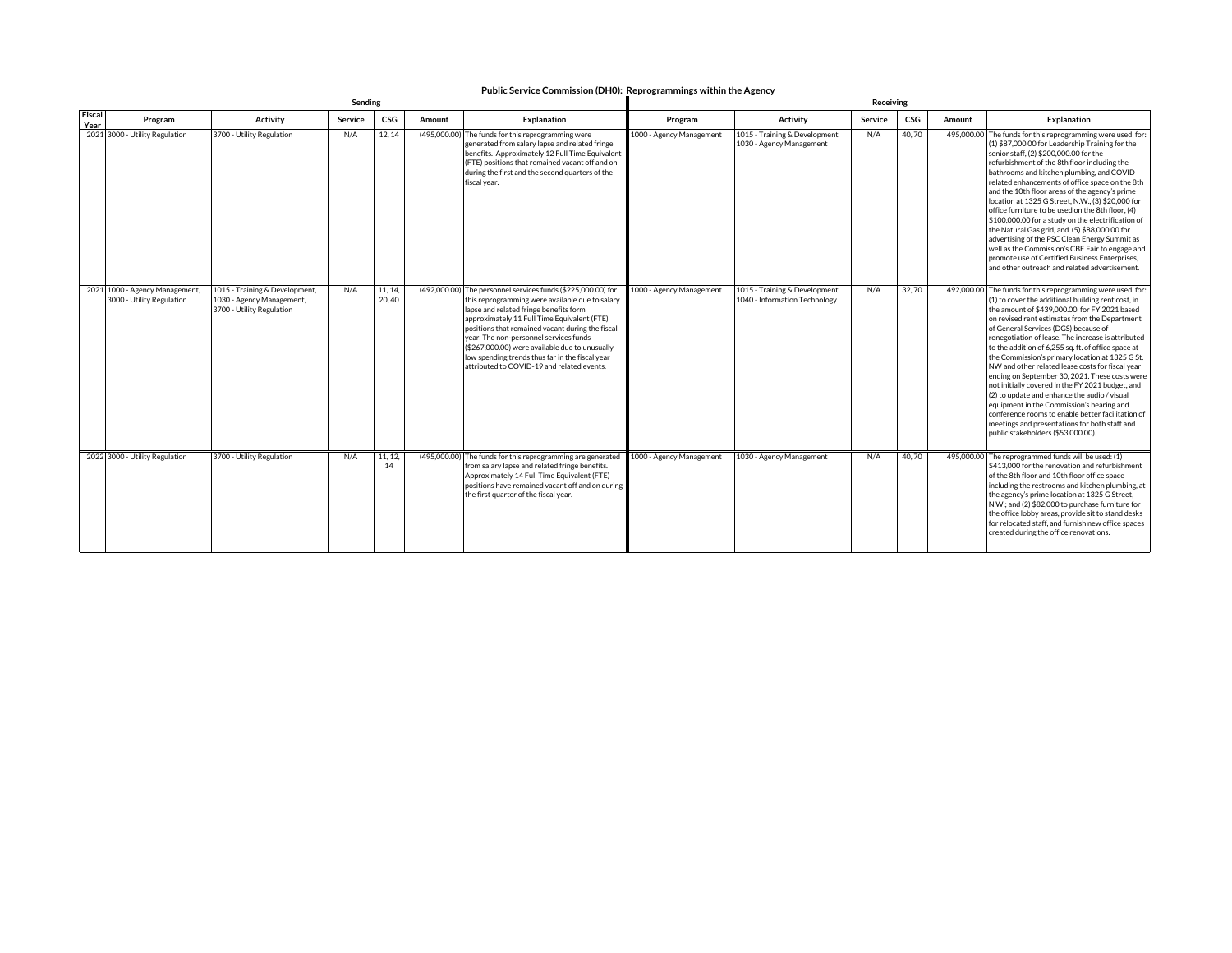# Public Service Commission (DH0): Reprogrammings within the Agency

| | Sending | | | | | | Receiving | | | | | |
|---|---|---|---|---|---|---|---|---|---|---|---|---|
| Fiscal Year | Program | Activity | Service | CSG | Amount | Explanation | Program | Activity | Service | CSG | Amount | Explanation |
| 2021 | 3000 - Utility Regulation | 3700 - Utility Regulation | N/A | 12, 14 | (495,000.00) | The funds for this reprogramming were generated from salary lapse and related fringe benefits. Approximately 12 Full Time Equivalent (FTE) positions that remained vacant off and on during the first and the second quarters of the fiscal year. | 1000 - Agency Management | 1015 - Training & Development, 1030 - Agency Management | N/A | 40, 70 | 495,000.00 | The funds for this reprogramming were used for: (1) $87,000.00 for Leadership Training for the senior staff, (2) $200,000.00 for the refurbishment of the 8th floor including the bathrooms and kitchen plumbing, and COVID related enhancements of office space on the 8th and the 10th floor areas of the agency's prime location at 1325 G Street, N.W., (3) $20,000 for office furniture to be used on the 8th floor, (4) $100,000.00 for a study on the electrification of the Natural Gas grid, and (5) $88,000.00 for advertising of the PSC Clean Energy Summit as well as the Commission's CBE Fair to engage and promote use of Certified Business Enterprises, and other outreach and related advertisement. |
| 2021 | 1000 - Agency Management, 3000 - Utility Regulation | 1015 - Training & Development, 1030 - Agency Management, 3700 - Utility Regulation | N/A | 11, 14, 20, 40 | (492,000.00) | The personnel services funds ($225,000.00) for this reprogramming were available due to salary lapse and related fringe benefits form approximately 11 Full Time Equivalent (FTE) positions that remained vacant during the fiscal year. The non-personnel services funds ($267,000.00) were available due to unusually low spending trends thus far in the fiscal year attributed to COVID-19 and related events. | 1000 - Agency Management | 1015 - Training & Development, 1040 - Information Technology | N/A | 32, 70 | 492,000.00 | The funds for this reprogramming were used for: (1) to cover the additional building rent cost, in the amount of $439,000.00, for FY 2021 based on revised rent estimates from the Department of General Services (DGS) because of renegotiation of lease. The increase is attributed to the addition of 6,255 sq. ft. of office space at the Commission's primary location at 1325 G St. NW and other related lease costs for fiscal year ending on September 30, 2021. These costs were not initially covered in the FY 2021 budget, and (2) to update and enhance the audio / visual equipment in the Commission's hearing and conference rooms to enable better facilitation of meetings and presentations for both staff and public stakeholders ($53,000.00). |
| 2022 | 3000 - Utility Regulation | 3700 - Utility Regulation | N/A | 11, 12, 14 | (495,000.00) | The funds for this reprogramming are generated from salary lapse and related fringe benefits. Approximately 14 Full Time Equivalent (FTE) positions have remained vacant off and on during the first quarter of the fiscal year. | 1000 - Agency Management | 1030 - Agency Management | N/A | 40, 70 | 495,000.00 | The reprogrammed funds will be used: (1) $413,000 for the renovation and refurbishment of the 8th floor and 10th floor office space including the restrooms and kitchen plumbing, at the agency's prime location at 1325 G Street, N.W.; and (2) $82,000 to purchase furniture for the office lobby areas, provide sit to stand desks for relocated staff, and furnish new office spaces created during the office renovations. |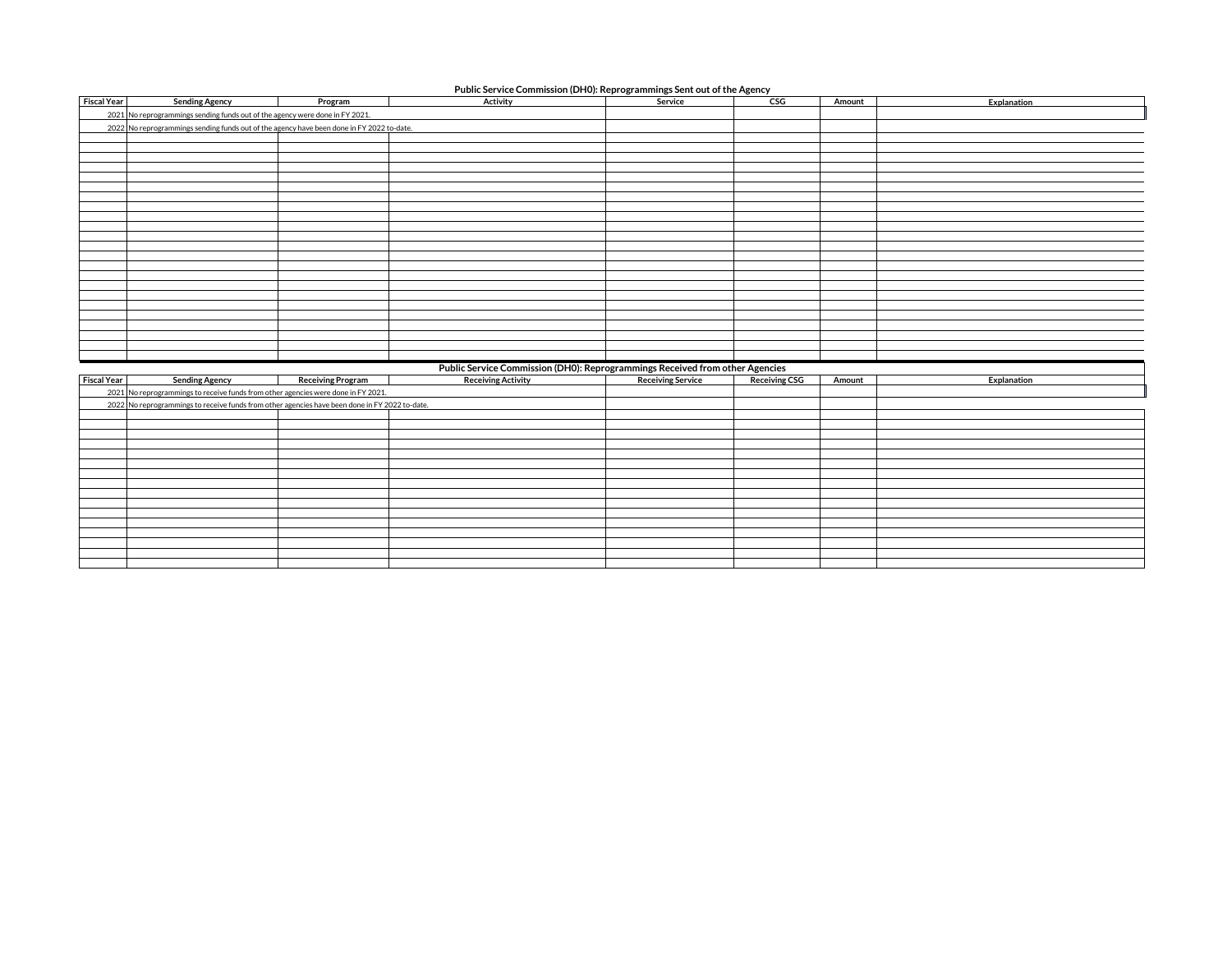## Public Service Commission (DH0): Reprogrammings Sent out of the Agency

| Fiscal Year | Sending Agency | Program | Activity | Service | CSG | Amount | Explanation |
|---|---|---|---|---|---|---|---|
| 2021 | No reprogrammings sending funds out of the agency were done in FY 2021. | | | | | | |
| 2022 | No reprogrammings sending funds out of the agency have been done in FY 2022 to-date. | | | | | | |

## Public Service Commission (DH0): Reprogrammings Received from other Agencies

| Fiscal Year | Sending Agency | Receiving Program | Receiving Activity | Receiving Service | Receiving CSG | Amount | Explanation |
|---|---|---|---|---|---|---|---|
| 2021 | No reprogrammings to receive funds from other agencies were done in FY 2021. | | | | | | |
| 2022 | No reprogrammings to receive funds from other agencies have been done in FY 2022 to-date. | | | | | | |